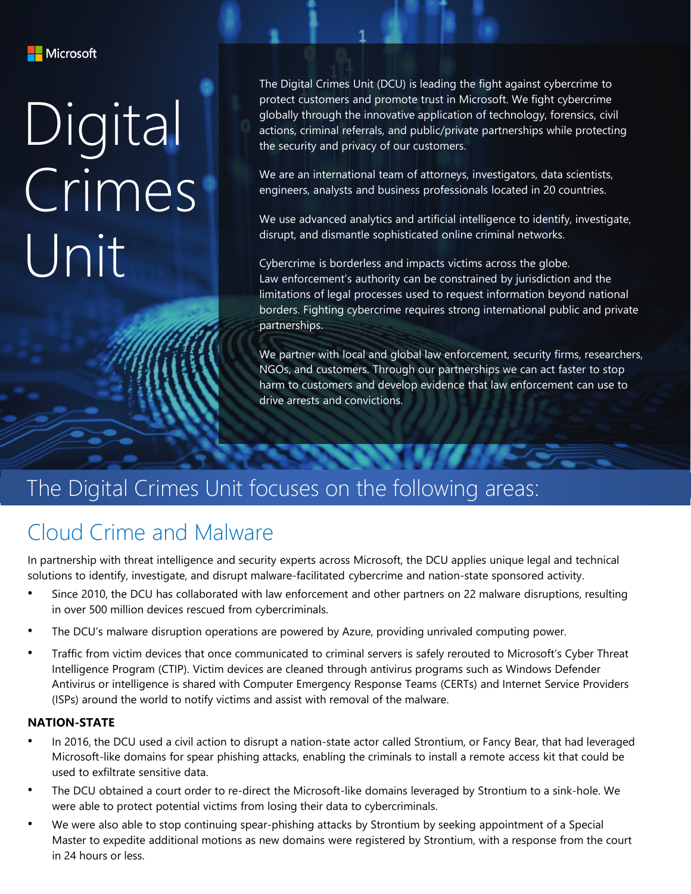Microsoft

# Digital Crimes Unit

The Digital Crimes Unit (DCU) is leading the fight against cybercrime to protect customers and promote trust in Microsoft. We fight cybercrime globally through the innovative application of technology, forensics, civil actions, criminal referrals, and public/private partnerships while protecting the security and privacy of our customers.

We are an international team of attorneys, investigators, data scientists, engineers, analysts and business professionals located in 20 countries.

We use advanced analytics and artificial intelligence to identify, investigate, disrupt, and dismantle sophisticated online criminal networks.

Cybercrime is borderless and impacts victims across the globe. Law enforcement's authority can be constrained by jurisdiction and the limitations of legal processes used to request information beyond national borders. Fighting cybercrime requires strong international public and private partnerships.

We partner with local and global law enforcement, security firms, researchers, NGOs, and customers. Through our partnerships we can act faster to stop harm to customers and develop evidence that law enforcement can use to drive arrests and convictions.

## The Digital Crimes Unit focuses on the following areas:

## Cloud Crime and Malware

In partnership with threat intelligence and security experts across Microsoft, the DCU applies unique legal and technical solutions to identify, investigate, and disrupt malware-facilitated cybercrime and nation-state sponsored activity.

- Since 2010, the DCU has collaborated with law enforcement and other partners on 22 malware disruptions, resulting in over 500 million devices rescued from cybercriminals.
- The DCU's malware disruption operations are powered by Azure, providing unrivaled computing power.
- Traffic from victim devices that once communicated to criminal servers is safely rerouted to Microsoft's Cyber Threat Intelligence Program (CTIP). Victim devices are cleaned through antivirus programs such as Windows Defender Antivirus or intelligence is shared with Computer Emergency Response Teams (CERTs) and Internet Service Providers (ISPs) around the world to notify victims and assist with removal of the malware.

**NATION-STATE**

- In 2016, the DCU used a civil action to disrupt a nation-state actor called Strontium, or Fancy Bear, that had leveraged Microsoft-like domains for spear phishing attacks, enabling the criminals to install a remote access kit that could be used to exfiltrate sensitive data.
- The DCU obtained a court order to re-direct the Microsoft-like domains leveraged by Strontium to a sink-hole. We were able to protect potential victims from losing their data to cybercriminals.
- We were also able to stop continuing spear-phishing attacks by Strontium by seeking appointment of a Special Master to expedite additional motions as new domains were registered by Strontium, with a response from the court in 24 hours or less.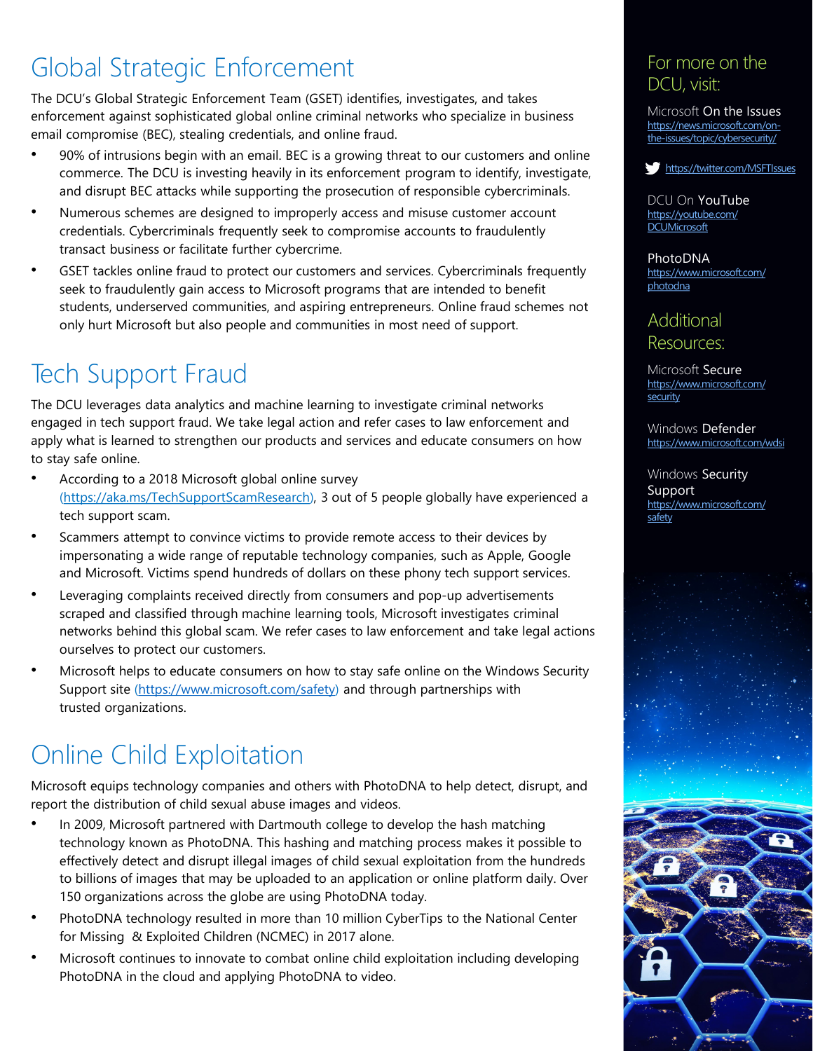# Global Strategic Enforcement

The DCU's Global Strategic Enforcement Team (GSET) identifies, investigates, and takes enforcement against sophisticated global online criminal networks who specialize in business email compromise (BEC), stealing credentials, and online fraud.

- 90% of intrusions begin with an email. BEC is a growing threat to our customers and online commerce. The DCU is investing heavily in its enforcement program to identify, investigate, and disrupt BEC attacks while supporting the prosecution of responsible cybercriminals.
- Numerous schemes are designed to improperly access and misuse customer account credentials. Cybercriminals frequently seek to compromise accounts to fraudulently transact business or facilitate further cybercrime.
- GSET tackles online fraud to protect our customers and services. Cybercriminals frequently seek to fraudulently gain access to Microsoft programs that are intended to benefit students, underserved communities, and aspiring entrepreneurs. Online fraud schemes not only hurt Microsoft but also people and communities in most need of support.

# Tech Support Fraud

The DCU leverages data analytics and machine learning to investigate criminal networks engaged in tech support fraud. We take legal action and refer cases to law enforcement and apply what is learned to strengthen our products and services and educate consumers on how to stay safe online.

- According to a 2018 Microsoft global online survey (https://aka.ms/TechSupportScamResearch), 3 out of 5 people globally have experienced a tech support scam.
- Scammers attempt to convince victims to provide remote access to their devices by impersonating a wide range of reputable technology companies, such as Apple, Google and Microsoft. Victims spend hundreds of dollars on these phony tech support services.
- Leveraging complaints received directly from consumers and pop-up advertisements scraped and classified through machine learning tools, Microsoft investigates criminal networks behind this global scam. We refer cases to law enforcement and take legal actions ourselves to protect our customers.
- Microsoft helps to educate consumers on how to stay safe online on the Windows Security Support site (https://www.microsoft.com/safety) and through partnerships with trusted organizations.

# Online Child Exploitation

Microsoft equips technology companies and others with PhotoDNA to help detect, disrupt, and report the distribution of child sexual abuse images and videos.

- In 2009, Microsoft partnered with Dartmouth college to develop the hash matching technology known as PhotoDNA. This hashing and matching process makes it possible to effectively detect and disrupt illegal images of child sexual exploitation from the hundreds to billions of images that may be uploaded to an application or online platform daily. Over 150 organizations across the globe are using PhotoDNA today.
- PhotoDNA technology resulted in more than 10 million CyberTips to the National Center for Missing & Exploited Children (NCMEC) in 2017 alone.
- Microsoft continues to innovate to combat online child exploitation including developing PhotoDNA in the cloud and applying PhotoDNA to video.

## For more on the DCU, visit:

Microsoft **On the Issues**
https://news.microsoft.com/on-the-issues/topic/cybersecurity/

https://twitter.com/MSFTIssues

DCU On **YouTube**
https://youtube.com/DCUMicrosoft

**PhotoDNA**
https://www.microsoft.com/photodna

## Additional Resources:

Microsoft **Secure**
https://www.microsoft.com/security

Windows **Defender**
https://www.microsoft.com/wdsi

Windows **Security Support**
https://www.microsoft.com/safety